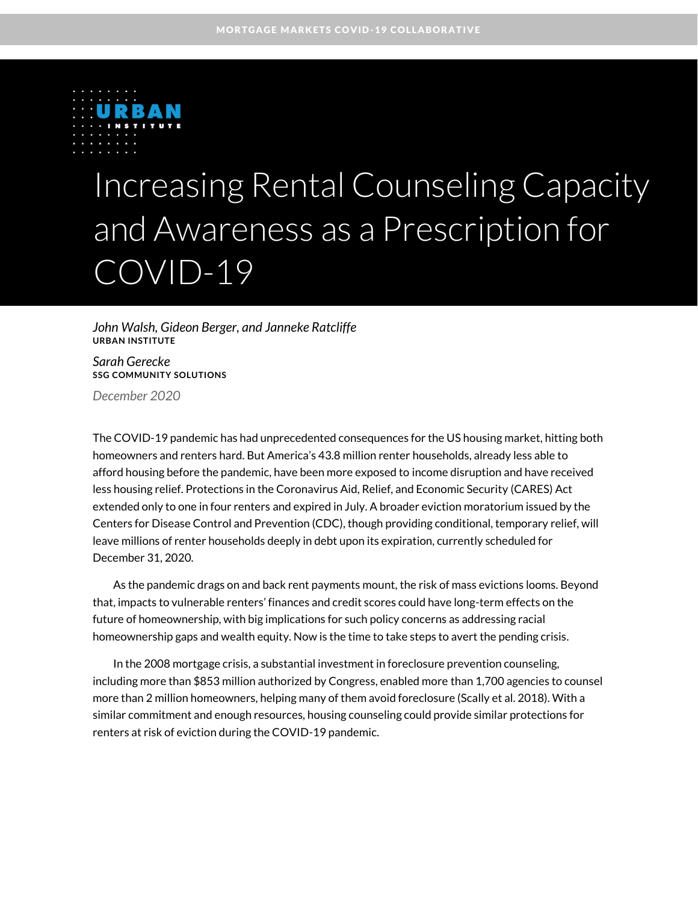MORTGAGE MARKETS COVID-19 COLLABORATIVE

URBAN INSTITUTE

# Increasing Rental Counseling Capacity and Awareness as a Prescription for COVID-19

*John Walsh, Gideon Berger, and Janneke Ratcliffe*
**URBAN INSTITUTE**

*Sarah Gerecke*
**SSG COMMUNITY SOLUTIONS**

*December 2020*

The COVID-19 pandemic has had unprecedented consequences for the US housing market, hitting both homeowners and renters hard. But America's 43.8 million renter households, already less able to afford housing before the pandemic, have been more exposed to income disruption and have received less housing relief. Protections in the Coronavirus Aid, Relief, and Economic Security (CARES) Act extended only to one in four renters and expired in July. A broader eviction moratorium issued by the Centers for Disease Control and Prevention (CDC), though providing conditional, temporary relief, will leave millions of renter households deeply in debt upon its expiration, currently scheduled for December 31, 2020.

As the pandemic drags on and back rent payments mount, the risk of mass evictions looms. Beyond that, impacts to vulnerable renters' finances and credit scores could have long-term effects on the future of homeownership, with big implications for such policy concerns as addressing racial homeownership gaps and wealth equity. Now is the time to take steps to avert the pending crisis.

In the 2008 mortgage crisis, a substantial investment in foreclosure prevention counseling, including more than $853 million authorized by Congress, enabled more than 1,700 agencies to counsel more than 2 million homeowners, helping many of them avoid foreclosure (Scally et al. 2018). With a similar commitment and enough resources, housing counseling could provide similar protections for renters at risk of eviction during the COVID-19 pandemic.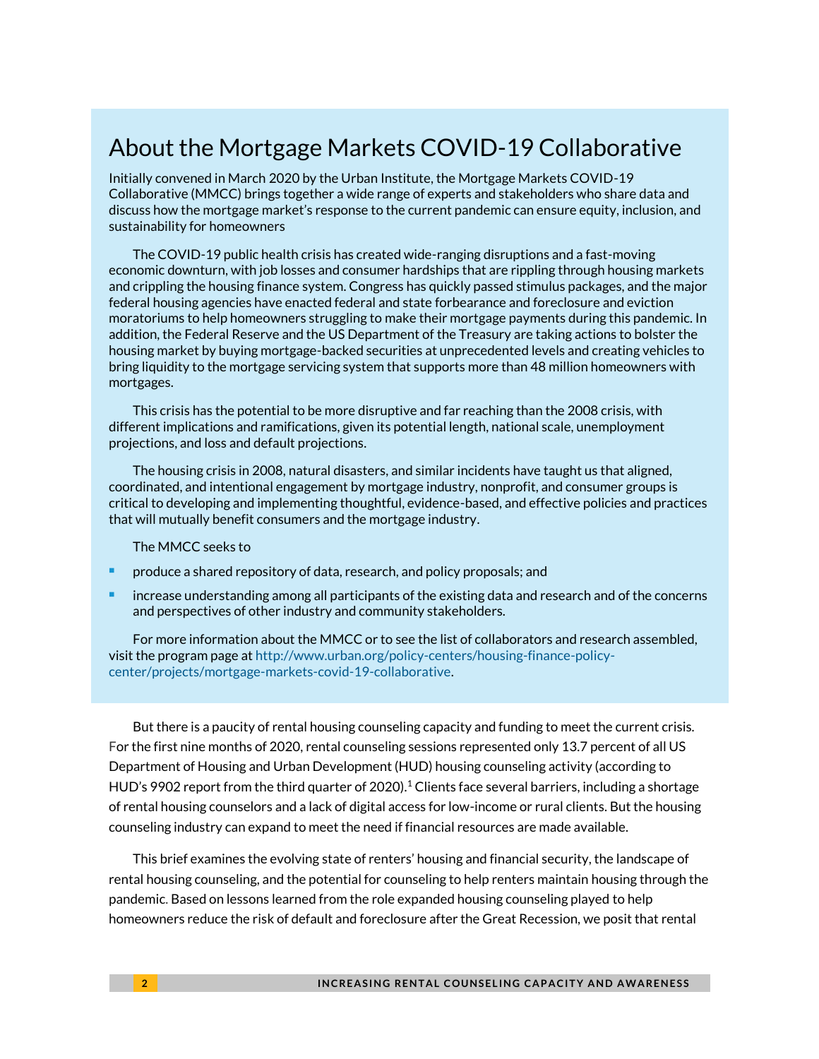## About the Mortgage Markets COVID-19 Collaborative

Initially convened in March 2020 by the Urban Institute, the Mortgage Markets COVID-19 Collaborative (MMCC) brings together a wide range of experts and stakeholders who share data and discuss how the mortgage market's response to the current pandemic can ensure equity, inclusion, and sustainability for homeowners

The COVID-19 public health crisis has created wide-ranging disruptions and a fast-moving economic downturn, with job losses and consumer hardships that are rippling through housing markets and crippling the housing finance system. Congress has quickly passed stimulus packages, and the major federal housing agencies have enacted federal and state forbearance and foreclosure and eviction moratoriums to help homeowners struggling to make their mortgage payments during this pandemic. In addition, the Federal Reserve and the US Department of the Treasury are taking actions to bolster the housing market by buying mortgage-backed securities at unprecedented levels and creating vehicles to bring liquidity to the mortgage servicing system that supports more than 48 million homeowners with mortgages.

This crisis has the potential to be more disruptive and far reaching than the 2008 crisis, with different implications and ramifications, given its potential length, national scale, unemployment projections, and loss and default projections.

The housing crisis in 2008, natural disasters, and similar incidents have taught us that aligned, coordinated, and intentional engagement by mortgage industry, nonprofit, and consumer groups is critical to developing and implementing thoughtful, evidence-based, and effective policies and practices that will mutually benefit consumers and the mortgage industry.

The MMCC seeks to

- produce a shared repository of data, research, and policy proposals; and
- increase understanding among all participants of the existing data and research and of the concerns and perspectives of other industry and community stakeholders.

For more information about the MMCC or to see the list of collaborators and research assembled, visit the program page at http://www.urban.org/policy-centers/housing-finance-policy-center/projects/mortgage-markets-covid-19-collaborative.

But there is a paucity of rental housing counseling capacity and funding to meet the current crisis. For the first nine months of 2020, rental counseling sessions represented only 13.7 percent of all US Department of Housing and Urban Development (HUD) housing counseling activity (according to HUD's 9902 report from the third quarter of 2020).[1] Clients face several barriers, including a shortage of rental housing counselors and a lack of digital access for low-income or rural clients. But the housing counseling industry can expand to meet the need if financial resources are made available.

This brief examines the evolving state of renters' housing and financial security, the landscape of rental housing counseling, and the potential for counseling to help renters maintain housing through the pandemic. Based on lessons learned from the role expanded housing counseling played to help homeowners reduce the risk of default and foreclosure after the Great Recession, we posit that rental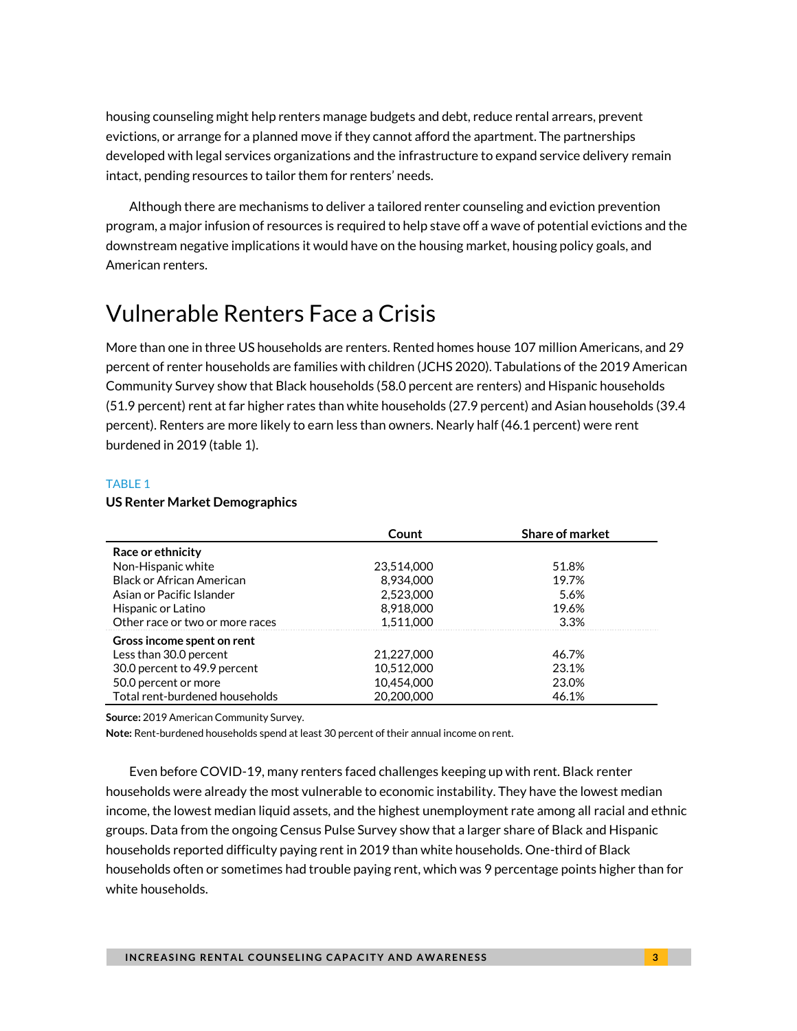housing counseling might help renters manage budgets and debt, reduce rental arrears, prevent evictions, or arrange for a planned move if they cannot afford the apartment. The partnerships developed with legal services organizations and the infrastructure to expand service delivery remain intact, pending resources to tailor them for renters' needs.

Although there are mechanisms to deliver a tailored renter counseling and eviction prevention program, a major infusion of resources is required to help stave off a wave of potential evictions and the downstream negative implications it would have on the housing market, housing policy goals, and American renters.

## Vulnerable Renters Face a Crisis

More than one in three US households are renters. Rented homes house 107 million Americans, and 29 percent of renter households are families with children (JCHS 2020). Tabulations of the 2019 American Community Survey show that Black households (58.0 percent are renters) and Hispanic households (51.9 percent) rent at far higher rates than white households (27.9 percent) and Asian households (39.4 percent). Renters are more likely to earn less than owners. Nearly half (46.1 percent) were rent burdened in 2019 (table 1).

TABLE 1

**US Renter Market Demographics**

| | Count | Share of market |
|---|---|---|
| **Race or ethnicity** | | |
| Non-Hispanic white | 23,514,000 | 51.8% |
| Black or African American | 8,934,000 | 19.7% |
| Asian or Pacific Islander | 2,523,000 | 5.6% |
| Hispanic or Latino | 8,918,000 | 19.6% |
| Other race or two or more races | 1,511,000 | 3.3% |
| **Gross income spent on rent** | | |
| Less than 30.0 percent | 21,227,000 | 46.7% |
| 30.0 percent to 49.9 percent | 10,512,000 | 23.1% |
| 50.0 percent or more | 10,454,000 | 23.0% |
| Total rent-burdened households | 20,200,000 | 46.1% |

**Source:** 2019 American Community Survey.

**Note:** Rent-burdened households spend at least 30 percent of their annual income on rent.

Even before COVID-19, many renters faced challenges keeping up with rent. Black renter households were already the most vulnerable to economic instability. They have the lowest median income, the lowest median liquid assets, and the highest unemployment rate among all racial and ethnic groups. Data from the ongoing Census Pulse Survey show that a larger share of Black and Hispanic households reported difficulty paying rent in 2019 than white households. One-third of Black households often or sometimes had trouble paying rent, which was 9 percentage points higher than for white households.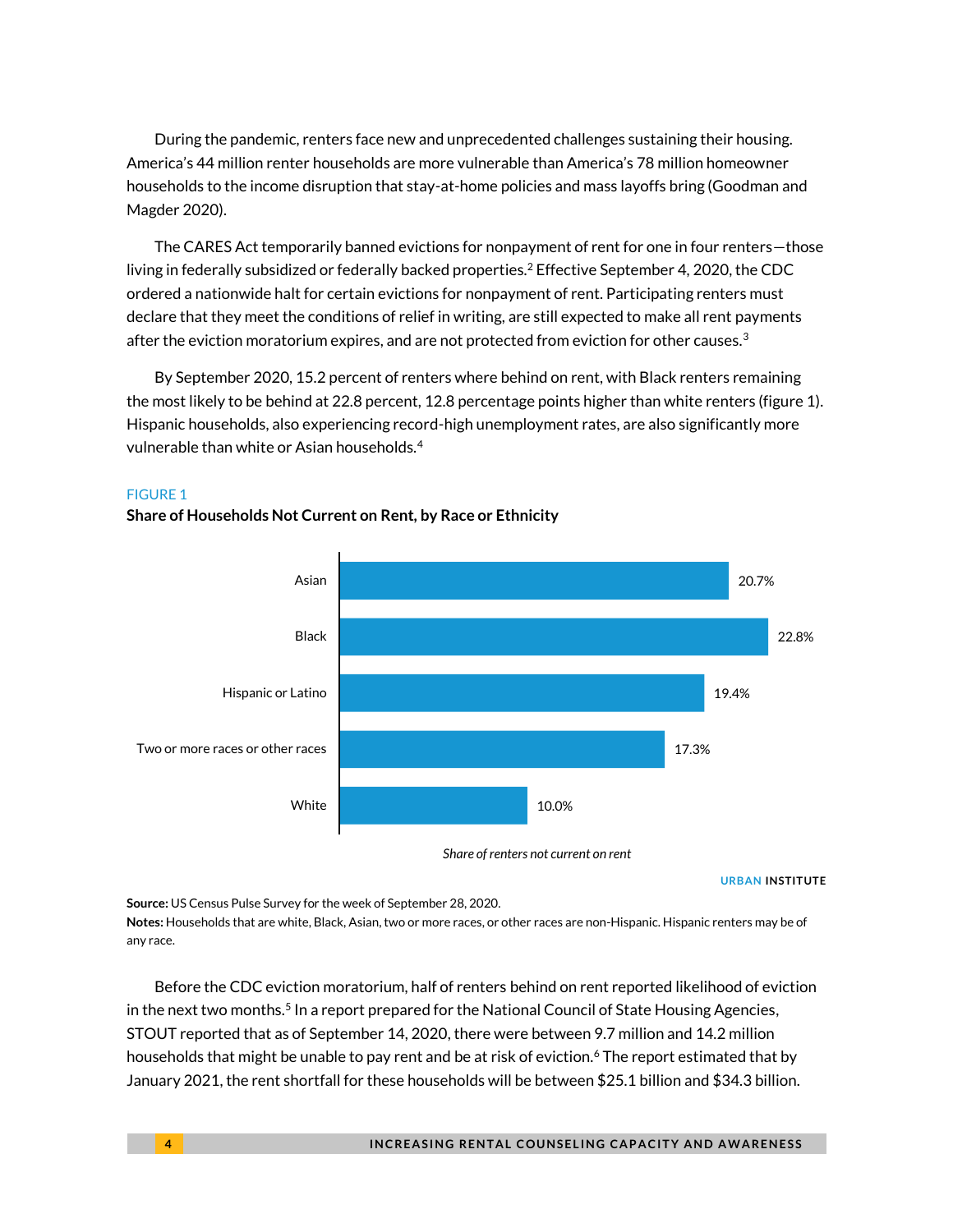During the pandemic, renters face new and unprecedented challenges sustaining their housing. America's 44 million renter households are more vulnerable than America's 78 million homeowner households to the income disruption that stay-at-home policies and mass layoffs bring (Goodman and Magder 2020).

The CARES Act temporarily banned evictions for nonpayment of rent for one in four renters—those living in federally subsidized or federally backed properties.[2] Effective September 4, 2020, the CDC ordered a nationwide halt for certain evictions for nonpayment of rent. Participating renters must declare that they meet the conditions of relief in writing, are still expected to make all rent payments after the eviction moratorium expires, and are not protected from eviction for other causes.[3]

By September 2020, 15.2 percent of renters where behind on rent, with Black renters remaining the most likely to be behind at 22.8 percent, 12.8 percentage points higher than white renters (figure 1). Hispanic households, also experiencing record-high unemployment rates, are also significantly more vulnerable than white or Asian households.[4]

FIGURE 1

**Share of Households Not Current on Rent, by Race or Ethnicity**

| Race or ethnicity | Share of renters not current on rent |
|---|---|
| Asian | 20.7% |
| Black | 22.8% |
| Hispanic or Latino | 19.4% |
| Two or more races or other races | 17.3% |
| White | 10.0% |

URBAN INSTITUTE

**Source:** US Census Pulse Survey for the week of September 28, 2020.
**Notes:** Households that are white, Black, Asian, two or more races, or other races are non-Hispanic. Hispanic renters may be of any race.

Before the CDC eviction moratorium, half of renters behind on rent reported likelihood of eviction in the next two months.[5] In a report prepared for the National Council of State Housing Agencies, STOUT reported that as of September 14, 2020, there were between 9.7 million and 14.2 million households that might be unable to pay rent and be at risk of eviction.[6] The report estimated that by January 2021, the rent shortfall for these households will be between $25.1 billion and $34.3 billion.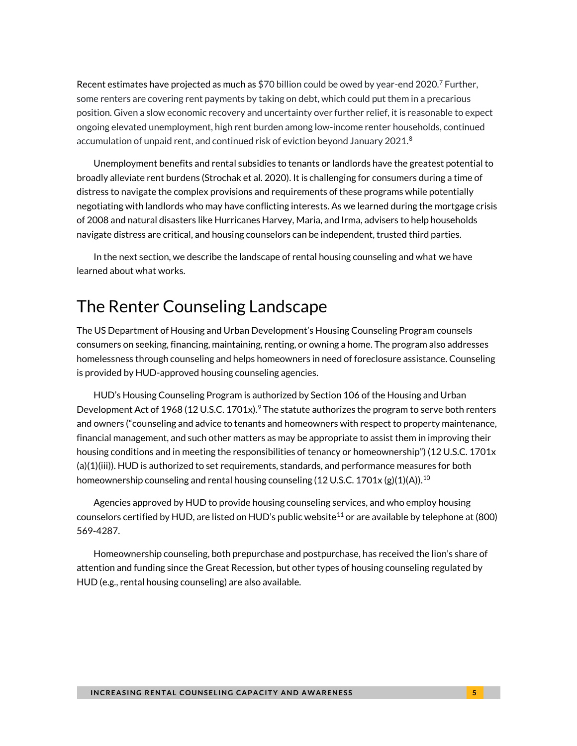Recent estimates have projected as much as $70 billion could be owed by year-end 2020.[7] Further, some renters are covering rent payments by taking on debt, which could put them in a precarious position. Given a slow economic recovery and uncertainty over further relief, it is reasonable to expect ongoing elevated unemployment, high rent burden among low-income renter households, continued accumulation of unpaid rent, and continued risk of eviction beyond January 2021.[8]

Unemployment benefits and rental subsidies to tenants or landlords have the greatest potential to broadly alleviate rent burdens (Strochak et al. 2020). It is challenging for consumers during a time of distress to navigate the complex provisions and requirements of these programs while potentially negotiating with landlords who may have conflicting interests. As we learned during the mortgage crisis of 2008 and natural disasters like Hurricanes Harvey, Maria, and Irma, advisers to help households navigate distress are critical, and housing counselors can be independent, trusted third parties.

In the next section, we describe the landscape of rental housing counseling and what we have learned about what works.

# The Renter Counseling Landscape

The US Department of Housing and Urban Development's Housing Counseling Program counsels consumers on seeking, financing, maintaining, renting, or owning a home. The program also addresses homelessness through counseling and helps homeowners in need of foreclosure assistance. Counseling is provided by HUD-approved housing counseling agencies.

HUD's Housing Counseling Program is authorized by Section 106 of the Housing and Urban Development Act of 1968 (12 U.S.C. 1701x).[9] The statute authorizes the program to serve both renters and owners ("counseling and advice to tenants and homeowners with respect to property maintenance, financial management, and such other matters as may be appropriate to assist them in improving their housing conditions and in meeting the responsibilities of tenancy or homeownership") (12 U.S.C. 1701x (a)(1)(iii)). HUD is authorized to set requirements, standards, and performance measures for both homeownership counseling and rental housing counseling (12 U.S.C. 1701x (g)(1)(A)).[10]

Agencies approved by HUD to provide housing counseling services, and who employ housing counselors certified by HUD, are listed on HUD's public website[11] or are available by telephone at (800) 569-4287.

Homeownership counseling, both prepurchase and postpurchase, has received the lion's share of attention and funding since the Great Recession, but other types of housing counseling regulated by HUD (e.g., rental housing counseling) are also available.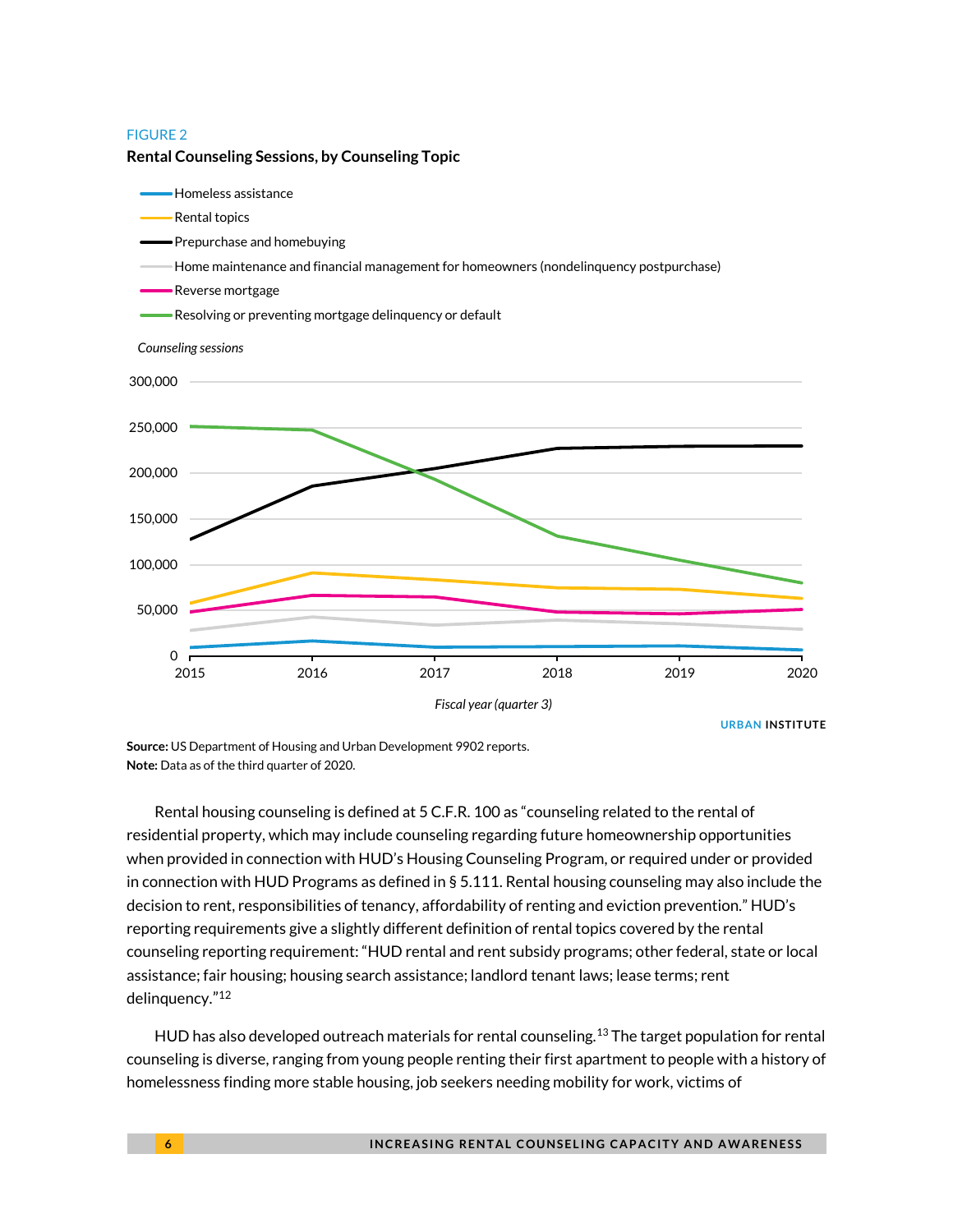FIGURE 2

**Rental Counseling Sessions, by Counseling Topic**

Source: US Department of Housing and Urban Development 9902 reports.
Note: Data as of the third quarter of 2020.

Rental housing counseling is defined at 5 C.F.R. 100 as "counseling related to the rental of residential property, which may include counseling regarding future homeownership opportunities when provided in connection with HUD's Housing Counseling Program, or required under or provided in connection with HUD Programs as defined in § 5.111. Rental housing counseling may also include the decision to rent, responsibilities of tenancy, affordability of renting and eviction prevention." HUD's reporting requirements give a slightly different definition of rental topics covered by the rental counseling reporting requirement: "HUD rental and rent subsidy programs; other federal, state or local assistance; fair housing; housing search assistance; landlord tenant laws; lease terms; rent delinquency."[12]

HUD has also developed outreach materials for rental counseling.[13] The target population for rental counseling is diverse, ranging from young people renting their first apartment to people with a history of homelessness finding more stable housing, job seekers needing mobility for work, victims of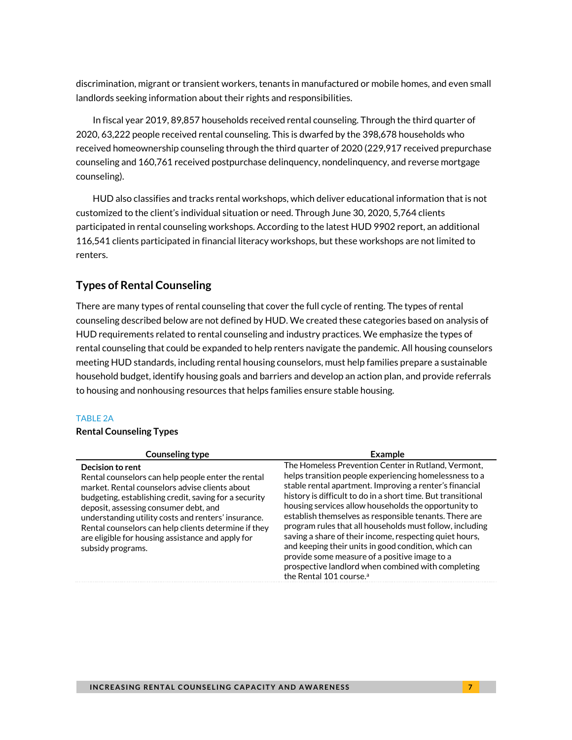discrimination, migrant or transient workers, tenants in manufactured or mobile homes, and even small landlords seeking information about their rights and responsibilities.

In fiscal year 2019, 89,857 households received rental counseling. Through the third quarter of 2020, 63,222 people received rental counseling. This is dwarfed by the 398,678 households who received homeownership counseling through the third quarter of 2020 (229,917 received prepurchase counseling and 160,761 received postpurchase delinquency, nondelinquency, and reverse mortgage counseling).

HUD also classifies and tracks rental workshops, which deliver educational information that is not customized to the client's individual situation or need. Through June 30, 2020, 5,764 clients participated in rental counseling workshops. According to the latest HUD 9902 report, an additional 116,541 clients participated in financial literacy workshops, but these workshops are not limited to renters.

## Types of Rental Counseling

There are many types of rental counseling that cover the full cycle of renting. The types of rental counseling described below are not defined by HUD. We created these categories based on analysis of HUD requirements related to rental counseling and industry practices. We emphasize the types of rental counseling that could be expanded to help renters navigate the pandemic. All housing counselors meeting HUD standards, including rental housing counselors, must help families prepare a sustainable household budget, identify housing goals and barriers and develop an action plan, and provide referrals to housing and nonhousing resources that helps families ensure stable housing.

TABLE 2A

**Rental Counseling Types**

| Counseling type | Example |
|---|---|
| **Decision to rent**<br>Rental counselors can help people enter the rental market. Rental counselors advise clients about budgeting, establishing credit, saving for a security deposit, assessing consumer debt, and understanding utility costs and renters' insurance. Rental counselors can help clients determine if they are eligible for housing assistance and apply for subsidy programs. | The Homeless Prevention Center in Rutland, Vermont, helps transition people experiencing homelessness to a stable rental apartment. Improving a renter's financial history is difficult to do in a short time. But transitional housing services allow households the opportunity to establish themselves as responsible tenants. There are program rules that all households must follow, including saving a share of their income, respecting quiet hours, and keeping their units in good condition, which can provide some measure of a positive image to a prospective landlord when combined with completing the Rental 101 course.[a] |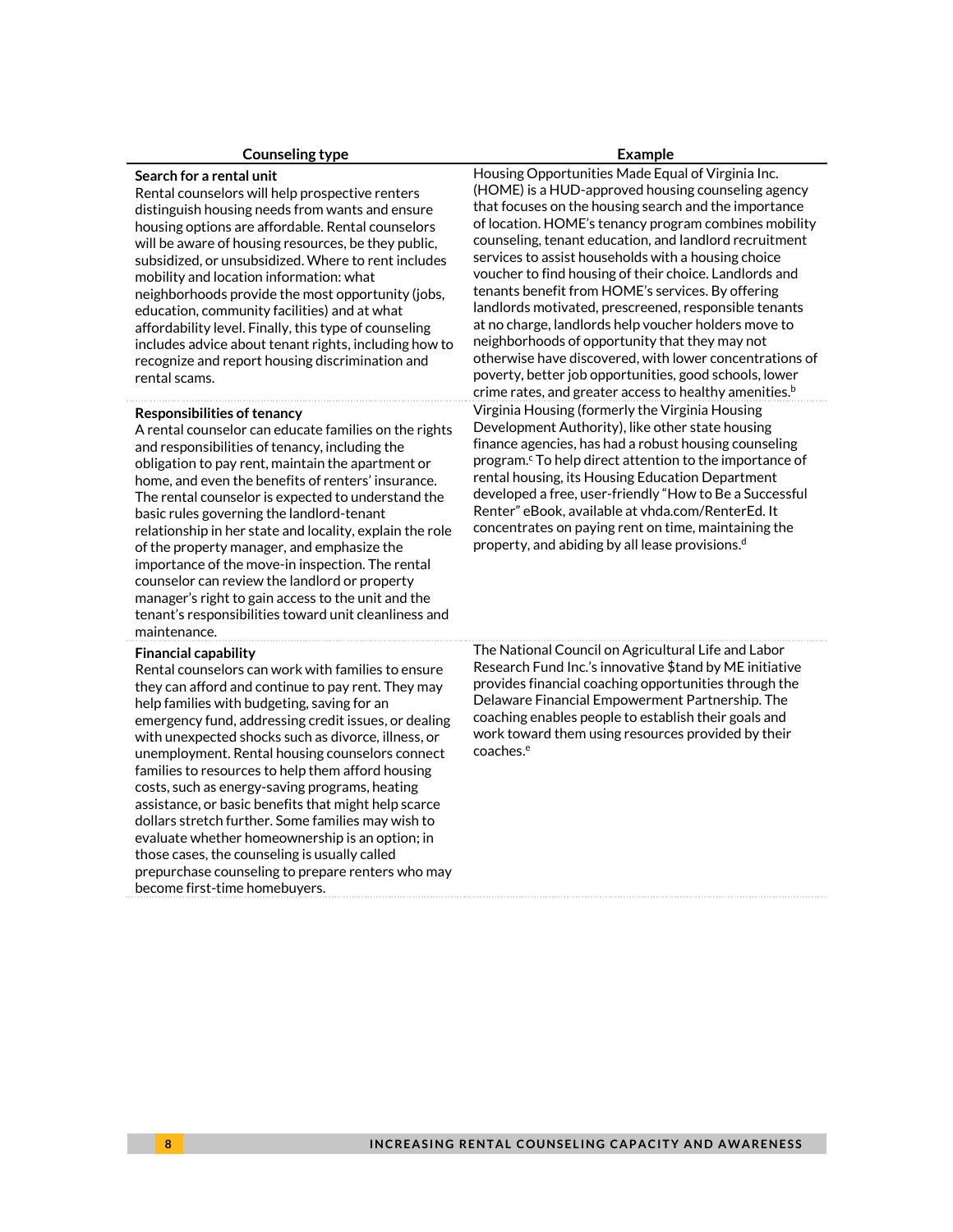| Counseling type | Example |
|---|---|
| **Search for a rental unit** Rental counselors will help prospective renters distinguish housing needs from wants and ensure housing options are affordable. Rental counselors will be aware of housing resources, be they public, subsidized, or unsubsidized. Where to rent includes mobility and location information: what neighborhoods provide the most opportunity (jobs, education, community facilities) and at what affordability level. Finally, this type of counseling includes advice about tenant rights, including how to recognize and report housing discrimination and rental scams. | Housing Opportunities Made Equal of Virginia Inc. (HOME) is a HUD-approved housing counseling agency that focuses on the housing search and the importance of location. HOME's tenancy program combines mobility counseling, tenant education, and landlord recruitment services to assist households with a housing choice voucher to find housing of their choice. Landlords and tenants benefit from HOME's services. By offering landlords motivated, prescreened, responsible tenants at no charge, landlords help voucher holders move to neighborhoods of opportunity that they may not otherwise have discovered, with lower concentrations of poverty, better job opportunities, good schools, lower crime rates, and greater access to healthy amenities.[b] |
| **Responsibilities of tenancy** A rental counselor can educate families on the rights and responsibilities of tenancy, including the obligation to pay rent, maintain the apartment or home, and even the benefits of renters' insurance. The rental counselor is expected to understand the basic rules governing the landlord-tenant relationship in her state and locality, explain the role of the property manager, and emphasize the importance of the move-in inspection. The rental counselor can review the landlord or property manager's right to gain access to the unit and the tenant's responsibilities toward unit cleanliness and maintenance. | Virginia Housing (formerly the Virginia Housing Development Authority), like other state housing finance agencies, has had a robust housing counseling program.[c] To help direct attention to the importance of rental housing, its Housing Education Department developed a free, user-friendly "How to Be a Successful Renter" eBook, available at vhda.com/RenterEd. It concentrates on paying rent on time, maintaining the property, and abiding by all lease provisions.[d] |
| **Financial capability** Rental counselors can work with families to ensure they can afford and continue to pay rent. They may help families with budgeting, saving for an emergency fund, addressing credit issues, or dealing with unexpected shocks such as divorce, illness, or unemployment. Rental housing counselors connect families to resources to help them afford housing costs, such as energy-saving programs, heating assistance, or basic benefits that might help scarce dollars stretch further. Some families may wish to evaluate whether homeownership is an option; in those cases, the counseling is usually called prepurchase counseling to prepare renters who may become first-time homebuyers. | The National Council on Agricultural Life and Labor Research Fund Inc.'s innovative $tand by ME initiative provides financial coaching opportunities through the Delaware Financial Empowerment Partnership. The coaching enables people to establish their goals and work toward them using resources provided by their coaches.[e] |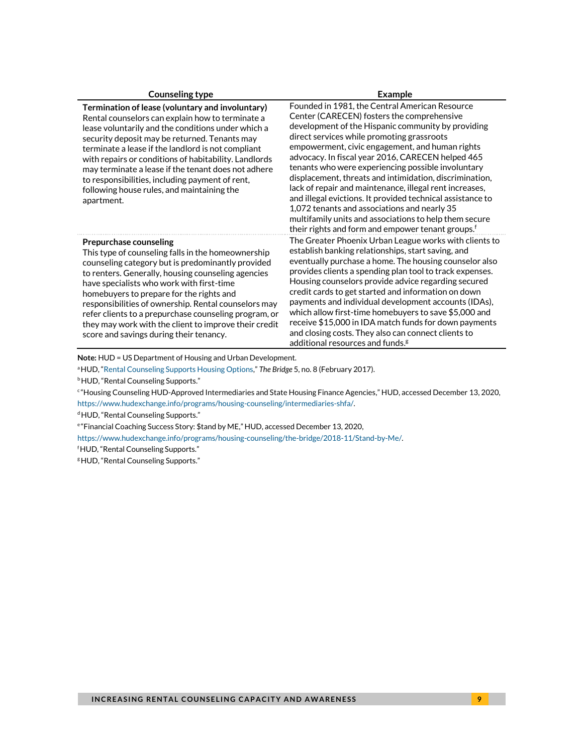| Counseling type | Example |
|---|---|
| **Termination of lease (voluntary and involuntary)** Rental counselors can explain how to terminate a lease voluntarily and the conditions under which a security deposit may be returned. Tenants may terminate a lease if the landlord is not compliant with repairs or conditions of habitability. Landlords may terminate a lease if the tenant does not adhere to responsibilities, including payment of rent, following house rules, and maintaining the apartment. | Founded in 1981, the Central American Resource Center (CARECEN) fosters the comprehensive development of the Hispanic community by providing direct services while promoting grassroots empowerment, civic engagement, and human rights advocacy. In fiscal year 2016, CARECEN helped 465 tenants who were experiencing possible involuntary displacement, threats and intimidation, discrimination, lack of repair and maintenance, illegal rent increases, and illegal evictions. It provided technical assistance to 1,072 tenants and associations and nearly 35 multifamily units and associations to help them secure their rights and form and empower tenant groups.[f] |
| **Prepurchase counseling** This type of counseling falls in the homeownership counseling category but is predominantly provided to renters. Generally, housing counseling agencies have specialists who work with first-time homebuyers to prepare for the rights and responsibilities of ownership. Rental counselors may refer clients to a prepurchase counseling program, or they may work with the client to improve their credit score and savings during their tenancy. | The Greater Phoenix Urban League works with clients to establish banking relationships, start saving, and eventually purchase a home. The housing counselor also provides clients a spending plan tool to track expenses. Housing counselors provide advice regarding secured credit cards to get started and information on down payments and individual development accounts (IDAs), which allow first-time homebuyers to save $5,000 and receive $15,000 in IDA match funds for down payments and closing costs. They also can connect clients to additional resources and funds.[g] |

**Note:** HUD = US Department of Housing and Urban Development.

[a] HUD, "Rental Counseling Supports Housing Options," *The Bridge* 5, no. 8 (February 2017).

[b] HUD, "Rental Counseling Supports."

[c] "Housing Counseling HUD-Approved Intermediaries and State Housing Finance Agencies," HUD, accessed December 13, 2020, https://www.hudexchange.info/programs/housing-counseling/intermediaries-shfa/.

[d] HUD, "Rental Counseling Supports."

[e] "Financial Coaching Success Story: $tand by ME," HUD, accessed December 13, 2020, https://www.hudexchange.info/programs/housing-counseling/the-bridge/2018-11/Stand-by-Me/.

[f] HUD, "Rental Counseling Supports."

[g] HUD, "Rental Counseling Supports."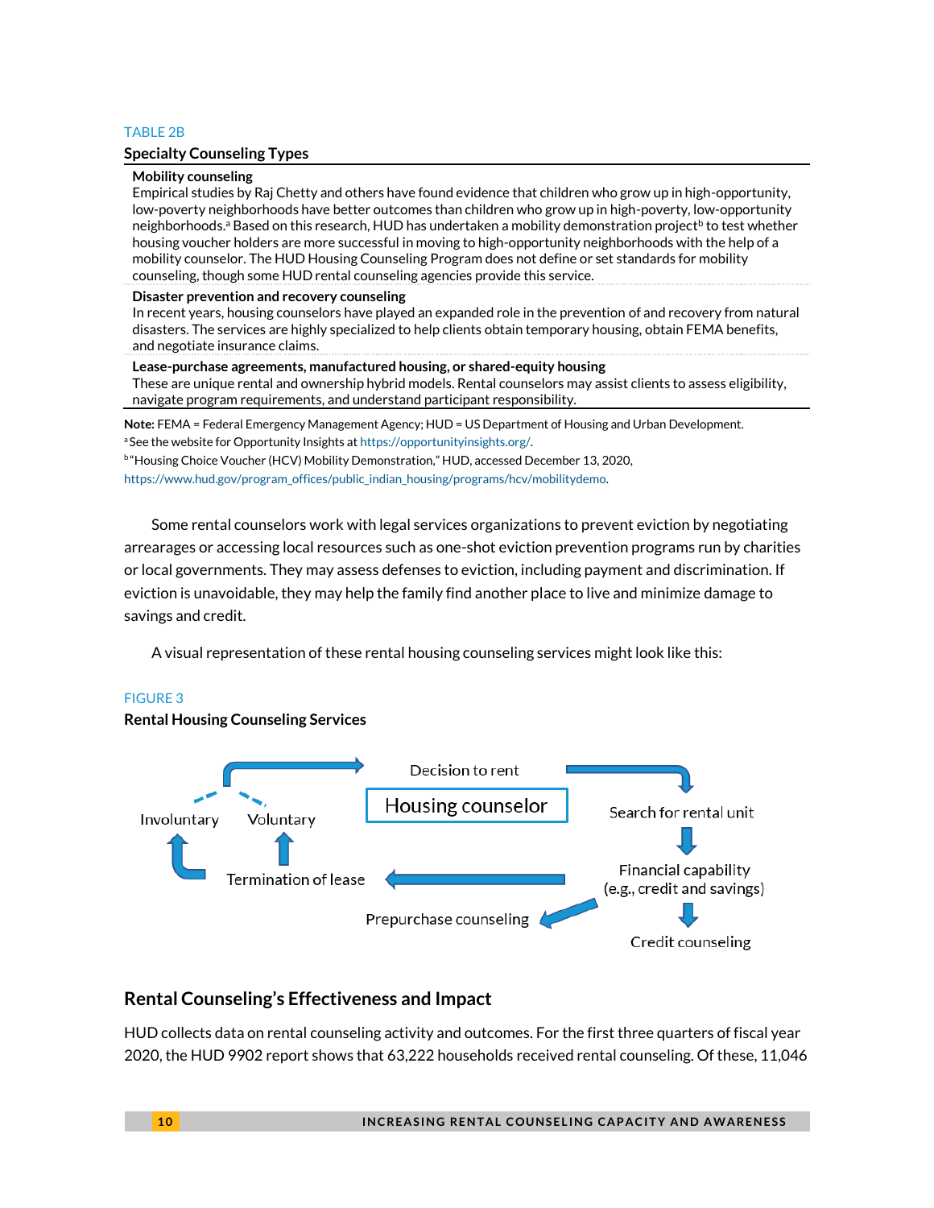TABLE 2B

**Specialty Counseling Types**

| |
|---|
| **Mobility counseling**<br>Empirical studies by Raj Chetty and others have found evidence that children who grow up in high-opportunity, low-poverty neighborhoods have better outcomes than children who grow up in high-poverty, low-opportunity neighborhoods.[a] Based on this research, HUD has undertaken a mobility demonstration project[b] to test whether housing voucher holders are more successful in moving to high-opportunity neighborhoods with the help of a mobility counselor. The HUD Housing Counseling Program does not define or set standards for mobility counseling, though some HUD rental counseling agencies provide this service. |
| **Disaster prevention and recovery counseling**<br>In recent years, housing counselors have played an expanded role in the prevention of and recovery from natural disasters. The services are highly specialized to help clients obtain temporary housing, obtain FEMA benefits, and negotiate insurance claims. |
| **Lease-purchase agreements, manufactured housing, or shared-equity housing**<br>These are unique rental and ownership hybrid models. Rental counselors may assist clients to assess eligibility, navigate program requirements, and understand participant responsibility. |

**Note:** FEMA = Federal Emergency Management Agency; HUD = US Department of Housing and Urban Development.
[a] See the website for Opportunity Insights at https://opportunityinsights.org/.
[b] "Housing Choice Voucher (HCV) Mobility Demonstration," HUD, accessed December 13, 2020, https://www.hud.gov/program_offices/public_indian_housing/programs/hcv/mobilitydemo.

Some rental counselors work with legal services organizations to prevent eviction by negotiating arrearages or accessing local resources such as one-shot eviction prevention programs run by charities or local governments. They may assess defenses to eviction, including payment and discrimination. If eviction is unavoidable, they may help the family find another place to live and minimize damage to savings and credit.

A visual representation of these rental housing counseling services might look like this:

FIGURE 3

**Rental Housing Counseling Services**

Housing counselor

Decision to rent → Search for rental unit → Financial capability (e.g., credit and savings) → Credit counseling

Financial capability (e.g., credit and savings) → Prepurchase counseling

Financial capability (e.g., credit and savings) → Termination of lease → Involuntary / Voluntary → Decision to rent

## Rental Counseling's Effectiveness and Impact

HUD collects data on rental counseling activity and outcomes. For the first three quarters of fiscal year 2020, the HUD 9902 report shows that 63,222 households received rental counseling. Of these, 11,046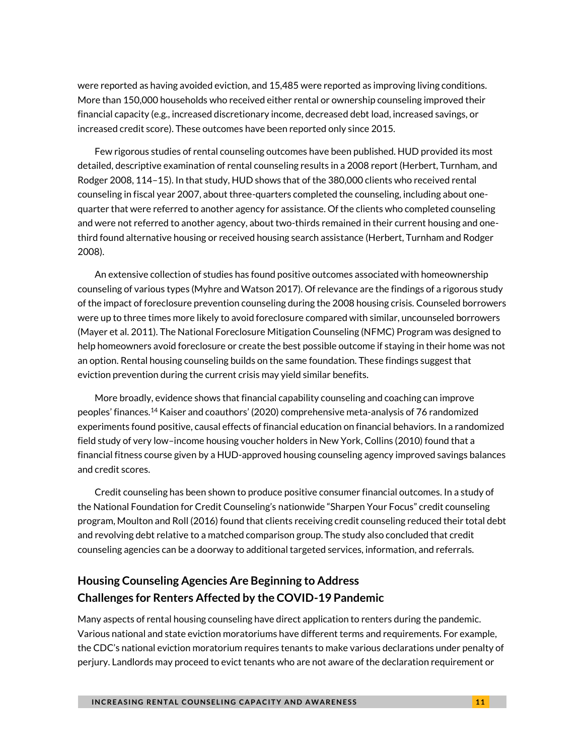were reported as having avoided eviction, and 15,485 were reported as improving living conditions. More than 150,000 households who received either rental or ownership counseling improved their financial capacity (e.g., increased discretionary income, decreased debt load, increased savings, or increased credit score). These outcomes have been reported only since 2015.

Few rigorous studies of rental counseling outcomes have been published. HUD provided its most detailed, descriptive examination of rental counseling results in a 2008 report (Herbert, Turnham, and Rodger 2008, 114–15). In that study, HUD shows that of the 380,000 clients who received rental counseling in fiscal year 2007, about three-quarters completed the counseling, including about one-quarter that were referred to another agency for assistance. Of the clients who completed counseling and were not referred to another agency, about two-thirds remained in their current housing and one-third found alternative housing or received housing search assistance (Herbert, Turnham and Rodger 2008).

An extensive collection of studies has found positive outcomes associated with homeownership counseling of various types (Myhre and Watson 2017). Of relevance are the findings of a rigorous study of the impact of foreclosure prevention counseling during the 2008 housing crisis. Counseled borrowers were up to three times more likely to avoid foreclosure compared with similar, uncounseled borrowers (Mayer et al. 2011). The National Foreclosure Mitigation Counseling (NFMC) Program was designed to help homeowners avoid foreclosure or create the best possible outcome if staying in their home was not an option. Rental housing counseling builds on the same foundation. These findings suggest that eviction prevention during the current crisis may yield similar benefits.

More broadly, evidence shows that financial capability counseling and coaching can improve peoples' finances.[14] Kaiser and coauthors' (2020) comprehensive meta-analysis of 76 randomized experiments found positive, causal effects of financial education on financial behaviors. In a randomized field study of very low–income housing voucher holders in New York, Collins (2010) found that a financial fitness course given by a HUD-approved housing counseling agency improved savings balances and credit scores.

Credit counseling has been shown to produce positive consumer financial outcomes. In a study of the National Foundation for Credit Counseling's nationwide "Sharpen Your Focus" credit counseling program, Moulton and Roll (2016) found that clients receiving credit counseling reduced their total debt and revolving debt relative to a matched comparison group. The study also concluded that credit counseling agencies can be a doorway to additional targeted services, information, and referrals.

## Housing Counseling Agencies Are Beginning to Address Challenges for Renters Affected by the COVID-19 Pandemic

Many aspects of rental housing counseling have direct application to renters during the pandemic. Various national and state eviction moratoriums have different terms and requirements. For example, the CDC's national eviction moratorium requires tenants to make various declarations under penalty of perjury. Landlords may proceed to evict tenants who are not aware of the declaration requirement or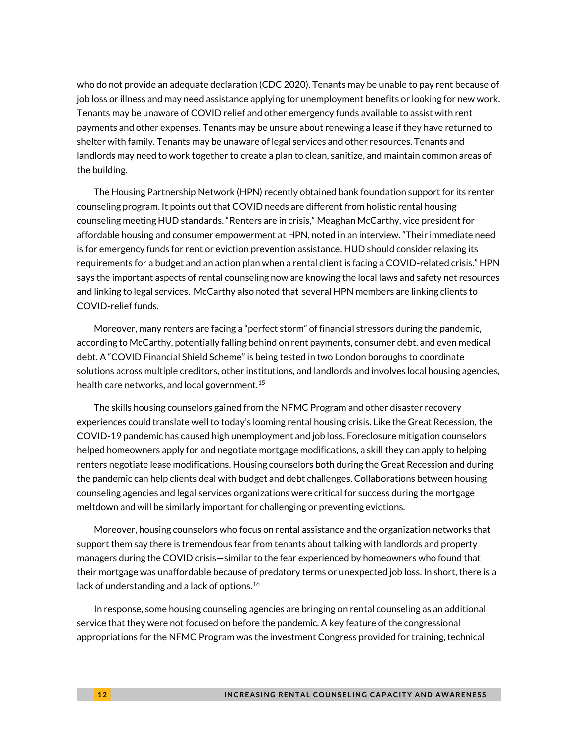who do not provide an adequate declaration (CDC 2020). Tenants may be unable to pay rent because of job loss or illness and may need assistance applying for unemployment benefits or looking for new work. Tenants may be unaware of COVID relief and other emergency funds available to assist with rent payments and other expenses. Tenants may be unsure about renewing a lease if they have returned to shelter with family. Tenants may be unaware of legal services and other resources. Tenants and landlords may need to work together to create a plan to clean, sanitize, and maintain common areas of the building.

The Housing Partnership Network (HPN) recently obtained bank foundation support for its renter counseling program. It points out that COVID needs are different from holistic rental housing counseling meeting HUD standards. "Renters are in crisis," Meaghan McCarthy, vice president for affordable housing and consumer empowerment at HPN, noted in an interview. "Their immediate need is for emergency funds for rent or eviction prevention assistance. HUD should consider relaxing its requirements for a budget and an action plan when a rental client is facing a COVID-related crisis." HPN says the important aspects of rental counseling now are knowing the local laws and safety net resources and linking to legal services. McCarthy also noted that several HPN members are linking clients to COVID-relief funds.

Moreover, many renters are facing a "perfect storm" of financial stressors during the pandemic, according to McCarthy, potentially falling behind on rent payments, consumer debt, and even medical debt. A "COVID Financial Shield Scheme" is being tested in two London boroughs to coordinate solutions across multiple creditors, other institutions, and landlords and involves local housing agencies, health care networks, and local government.[15]

The skills housing counselors gained from the NFMC Program and other disaster recovery experiences could translate well to today's looming rental housing crisis. Like the Great Recession, the COVID-19 pandemic has caused high unemployment and job loss. Foreclosure mitigation counselors helped homeowners apply for and negotiate mortgage modifications, a skill they can apply to helping renters negotiate lease modifications. Housing counselors both during the Great Recession and during the pandemic can help clients deal with budget and debt challenges. Collaborations between housing counseling agencies and legal services organizations were critical for success during the mortgage meltdown and will be similarly important for challenging or preventing evictions.

Moreover, housing counselors who focus on rental assistance and the organization networks that support them say there is tremendous fear from tenants about talking with landlords and property managers during the COVID crisis—similar to the fear experienced by homeowners who found that their mortgage was unaffordable because of predatory terms or unexpected job loss. In short, there is a lack of understanding and a lack of options.[16]

In response, some housing counseling agencies are bringing on rental counseling as an additional service that they were not focused on before the pandemic. A key feature of the congressional appropriations for the NFMC Program was the investment Congress provided for training, technical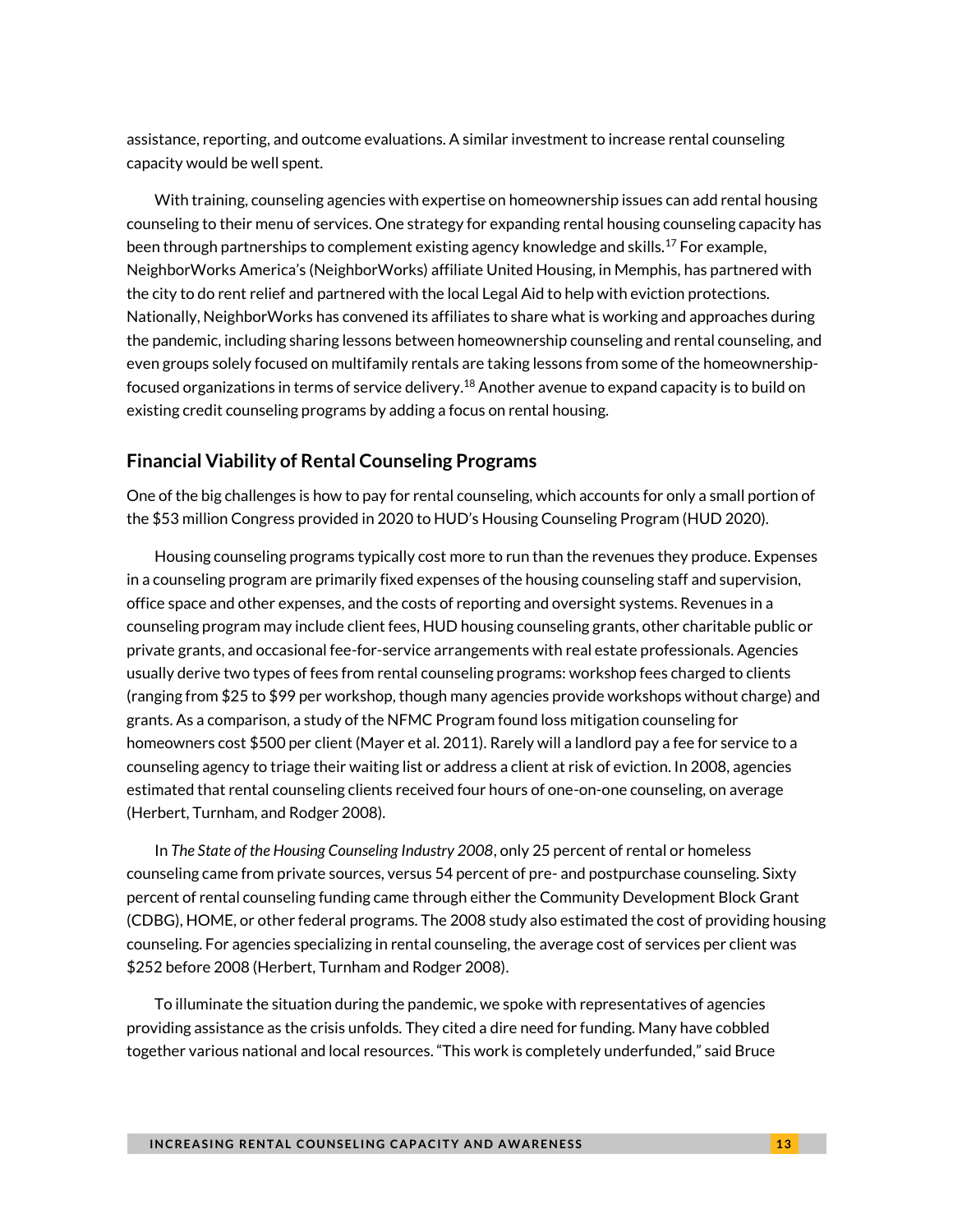assistance, reporting, and outcome evaluations. A similar investment to increase rental counseling capacity would be well spent.

With training, counseling agencies with expertise on homeownership issues can add rental housing counseling to their menu of services. One strategy for expanding rental housing counseling capacity has been through partnerships to complement existing agency knowledge and skills.[17] For example, NeighborWorks America's (NeighborWorks) affiliate United Housing, in Memphis, has partnered with the city to do rent relief and partnered with the local Legal Aid to help with eviction protections. Nationally, NeighborWorks has convened its affiliates to share what is working and approaches during the pandemic, including sharing lessons between homeownership counseling and rental counseling, and even groups solely focused on multifamily rentals are taking lessons from some of the homeownership-focused organizations in terms of service delivery.[18] Another avenue to expand capacity is to build on existing credit counseling programs by adding a focus on rental housing.

## Financial Viability of Rental Counseling Programs

One of the big challenges is how to pay for rental counseling, which accounts for only a small portion of the $53 million Congress provided in 2020 to HUD's Housing Counseling Program (HUD 2020).

Housing counseling programs typically cost more to run than the revenues they produce. Expenses in a counseling program are primarily fixed expenses of the housing counseling staff and supervision, office space and other expenses, and the costs of reporting and oversight systems. Revenues in a counseling program may include client fees, HUD housing counseling grants, other charitable public or private grants, and occasional fee-for-service arrangements with real estate professionals. Agencies usually derive two types of fees from rental counseling programs: workshop fees charged to clients (ranging from $25 to $99 per workshop, though many agencies provide workshops without charge) and grants. As a comparison, a study of the NFMC Program found loss mitigation counseling for homeowners cost $500 per client (Mayer et al. 2011). Rarely will a landlord pay a fee for service to a counseling agency to triage their waiting list or address a client at risk of eviction. In 2008, agencies estimated that rental counseling clients received four hours of one-on-one counseling, on average (Herbert, Turnham, and Rodger 2008).

In *The State of the Housing Counseling Industry 2008*, only 25 percent of rental or homeless counseling came from private sources, versus 54 percent of pre- and postpurchase counseling. Sixty percent of rental counseling funding came through either the Community Development Block Grant (CDBG), HOME, or other federal programs. The 2008 study also estimated the cost of providing housing counseling. For agencies specializing in rental counseling, the average cost of services per client was $252 before 2008 (Herbert, Turnham and Rodger 2008).

To illuminate the situation during the pandemic, we spoke with representatives of agencies providing assistance as the crisis unfolds. They cited a dire need for funding. Many have cobbled together various national and local resources. "This work is completely underfunded," said Bruce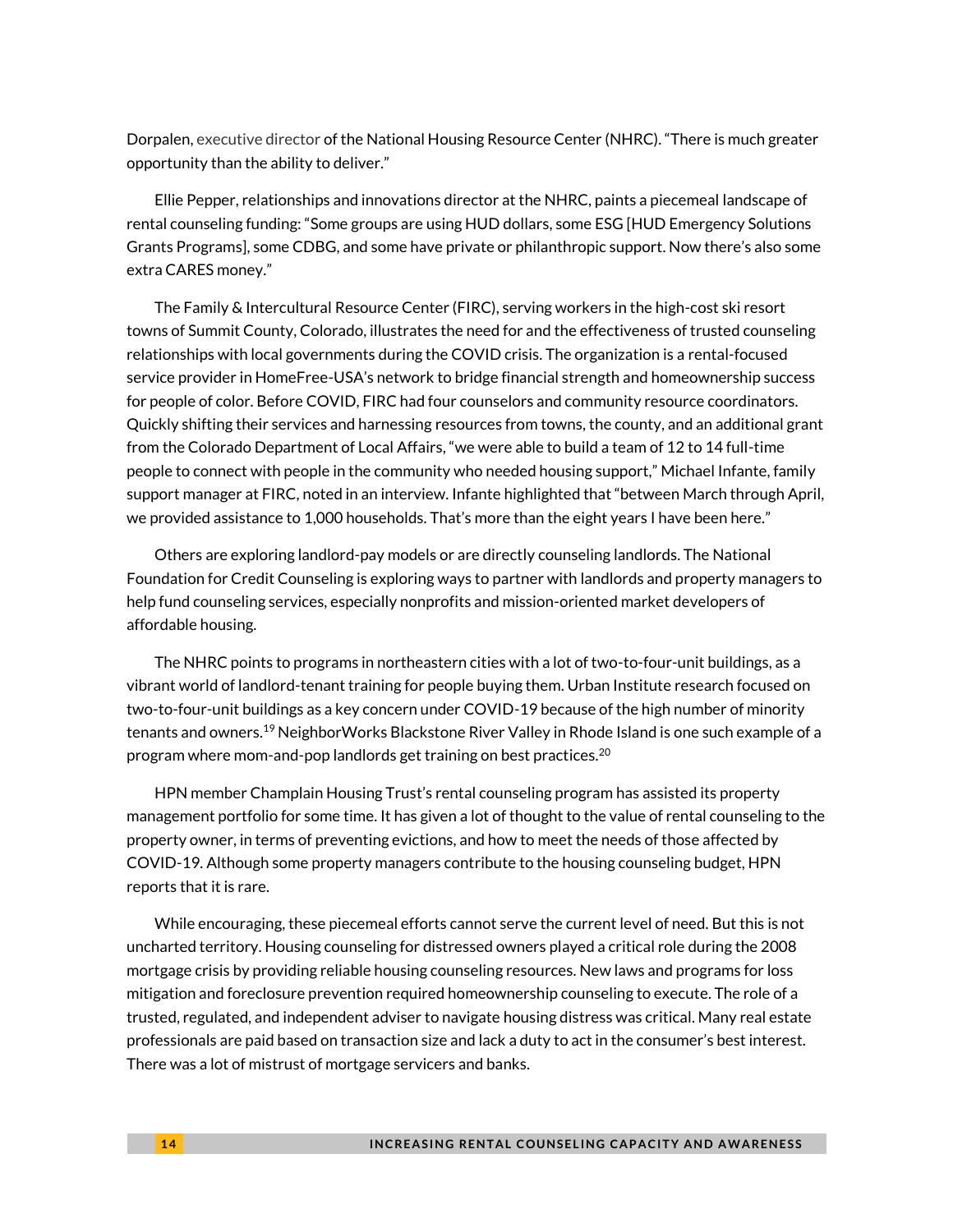Dorpalen, executive director of the National Housing Resource Center (NHRC). "There is much greater opportunity than the ability to deliver."

Ellie Pepper, relationships and innovations director at the NHRC, paints a piecemeal landscape of rental counseling funding: "Some groups are using HUD dollars, some ESG [HUD Emergency Solutions Grants Programs], some CDBG, and some have private or philanthropic support. Now there's also some extra CARES money."

The Family & Intercultural Resource Center (FIRC), serving workers in the high-cost ski resort towns of Summit County, Colorado, illustrates the need for and the effectiveness of trusted counseling relationships with local governments during the COVID crisis. The organization is a rental-focused service provider in HomeFree-USA's network to bridge financial strength and homeownership success for people of color. Before COVID, FIRC had four counselors and community resource coordinators. Quickly shifting their services and harnessing resources from towns, the county, and an additional grant from the Colorado Department of Local Affairs, "we were able to build a team of 12 to 14 full-time people to connect with people in the community who needed housing support," Michael Infante, family support manager at FIRC, noted in an interview. Infante highlighted that "between March through April, we provided assistance to 1,000 households. That's more than the eight years I have been here."

Others are exploring landlord-pay models or are directly counseling landlords. The National Foundation for Credit Counseling is exploring ways to partner with landlords and property managers to help fund counseling services, especially nonprofits and mission-oriented market developers of affordable housing.

The NHRC points to programs in northeastern cities with a lot of two-to-four-unit buildings, as a vibrant world of landlord-tenant training for people buying them. Urban Institute research focused on two-to-four-unit buildings as a key concern under COVID-19 because of the high number of minority tenants and owners.[19] NeighborWorks Blackstone River Valley in Rhode Island is one such example of a program where mom-and-pop landlords get training on best practices.[20]

HPN member Champlain Housing Trust's rental counseling program has assisted its property management portfolio for some time. It has given a lot of thought to the value of rental counseling to the property owner, in terms of preventing evictions, and how to meet the needs of those affected by COVID-19. Although some property managers contribute to the housing counseling budget, HPN reports that it is rare.

While encouraging, these piecemeal efforts cannot serve the current level of need. But this is not uncharted territory. Housing counseling for distressed owners played a critical role during the 2008 mortgage crisis by providing reliable housing counseling resources. New laws and programs for loss mitigation and foreclosure prevention required homeownership counseling to execute. The role of a trusted, regulated, and independent adviser to navigate housing distress was critical. Many real estate professionals are paid based on transaction size and lack a duty to act in the consumer's best interest. There was a lot of mistrust of mortgage servicers and banks.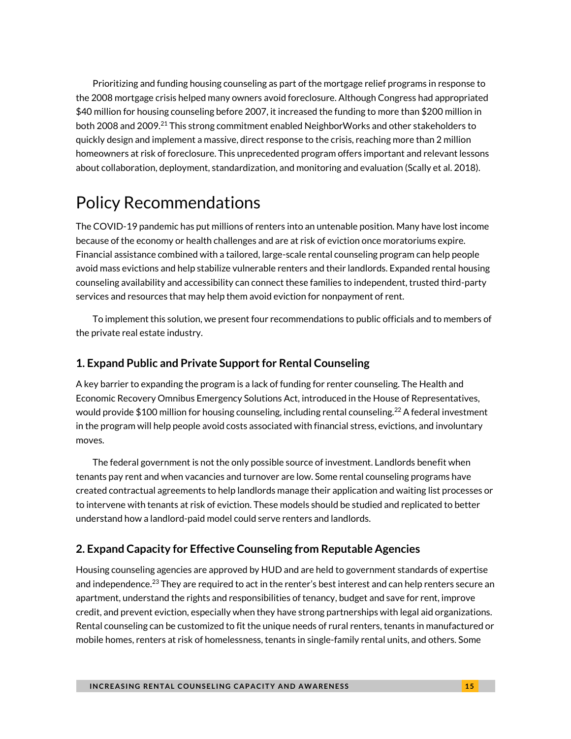Prioritizing and funding housing counseling as part of the mortgage relief programs in response to the 2008 mortgage crisis helped many owners avoid foreclosure. Although Congress had appropriated $40 million for housing counseling before 2007, it increased the funding to more than $200 million in both 2008 and 2009.[21] This strong commitment enabled NeighborWorks and other stakeholders to quickly design and implement a massive, direct response to the crisis, reaching more than 2 million homeowners at risk of foreclosure. This unprecedented program offers important and relevant lessons about collaboration, deployment, standardization, and monitoring and evaluation (Scally et al. 2018).

# Policy Recommendations

The COVID-19 pandemic has put millions of renters into an untenable position. Many have lost income because of the economy or health challenges and are at risk of eviction once moratoriums expire. Financial assistance combined with a tailored, large-scale rental counseling program can help people avoid mass evictions and help stabilize vulnerable renters and their landlords. Expanded rental housing counseling availability and accessibility can connect these families to independent, trusted third-party services and resources that may help them avoid eviction for nonpayment of rent.

To implement this solution, we present four recommendations to public officials and to members of the private real estate industry.

### 1. Expand Public and Private Support for Rental Counseling

A key barrier to expanding the program is a lack of funding for renter counseling. The Health and Economic Recovery Omnibus Emergency Solutions Act, introduced in the House of Representatives, would provide $100 million for housing counseling, including rental counseling.[22] A federal investment in the program will help people avoid costs associated with financial stress, evictions, and involuntary moves.

The federal government is not the only possible source of investment. Landlords benefit when tenants pay rent and when vacancies and turnover are low. Some rental counseling programs have created contractual agreements to help landlords manage their application and waiting list processes or to intervene with tenants at risk of eviction. These models should be studied and replicated to better understand how a landlord-paid model could serve renters and landlords.

### 2. Expand Capacity for Effective Counseling from Reputable Agencies

Housing counseling agencies are approved by HUD and are held to government standards of expertise and independence.[23] They are required to act in the renter's best interest and can help renters secure an apartment, understand the rights and responsibilities of tenancy, budget and save for rent, improve credit, and prevent eviction, especially when they have strong partnerships with legal aid organizations. Rental counseling can be customized to fit the unique needs of rural renters, tenants in manufactured or mobile homes, renters at risk of homelessness, tenants in single-family rental units, and others. Some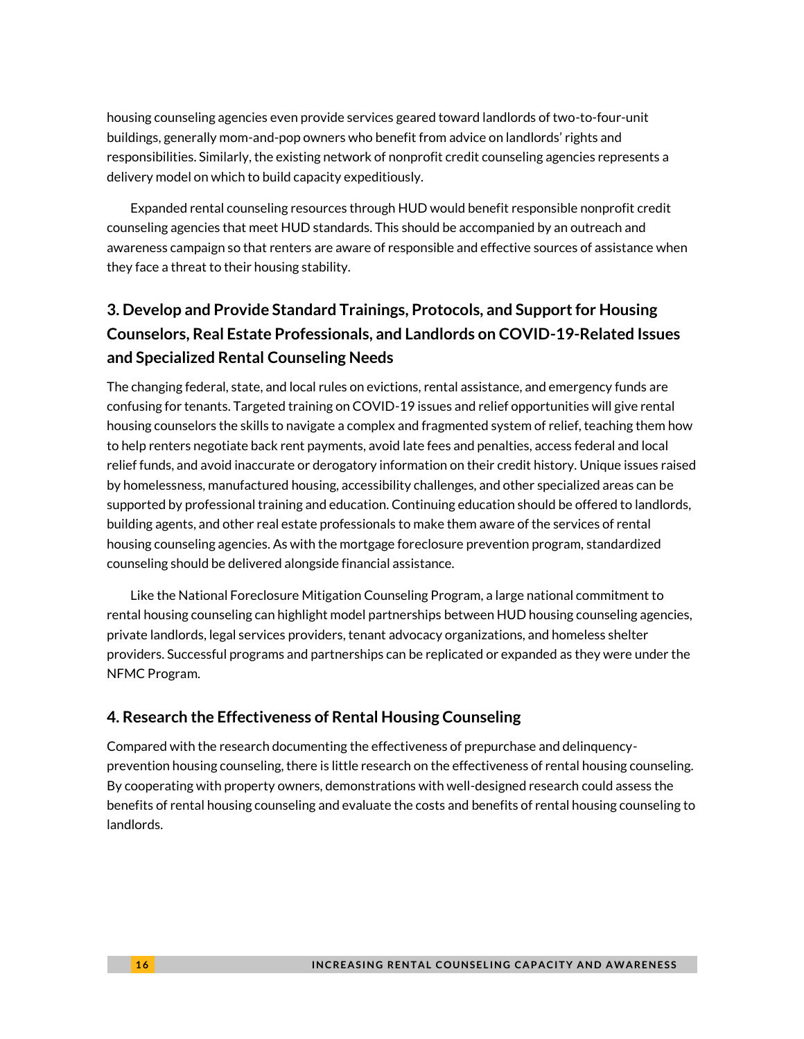housing counseling agencies even provide services geared toward landlords of two-to-four-unit buildings, generally mom-and-pop owners who benefit from advice on landlords' rights and responsibilities. Similarly, the existing network of nonprofit credit counseling agencies represents a delivery model on which to build capacity expeditiously.

Expanded rental counseling resources through HUD would benefit responsible nonprofit credit counseling agencies that meet HUD standards. This should be accompanied by an outreach and awareness campaign so that renters are aware of responsible and effective sources of assistance when they face a threat to their housing stability.

## 3. Develop and Provide Standard Trainings, Protocols, and Support for Housing Counselors, Real Estate Professionals, and Landlords on COVID-19-Related Issues and Specialized Rental Counseling Needs

The changing federal, state, and local rules on evictions, rental assistance, and emergency funds are confusing for tenants. Targeted training on COVID-19 issues and relief opportunities will give rental housing counselors the skills to navigate a complex and fragmented system of relief, teaching them how to help renters negotiate back rent payments, avoid late fees and penalties, access federal and local relief funds, and avoid inaccurate or derogatory information on their credit history. Unique issues raised by homelessness, manufactured housing, accessibility challenges, and other specialized areas can be supported by professional training and education. Continuing education should be offered to landlords, building agents, and other real estate professionals to make them aware of the services of rental housing counseling agencies. As with the mortgage foreclosure prevention program, standardized counseling should be delivered alongside financial assistance.

Like the National Foreclosure Mitigation Counseling Program, a large national commitment to rental housing counseling can highlight model partnerships between HUD housing counseling agencies, private landlords, legal services providers, tenant advocacy organizations, and homeless shelter providers. Successful programs and partnerships can be replicated or expanded as they were under the NFMC Program.

## 4. Research the Effectiveness of Rental Housing Counseling

Compared with the research documenting the effectiveness of prepurchase and delinquency-prevention housing counseling, there is little research on the effectiveness of rental housing counseling. By cooperating with property owners, demonstrations with well-designed research could assess the benefits of rental housing counseling and evaluate the costs and benefits of rental housing counseling to landlords.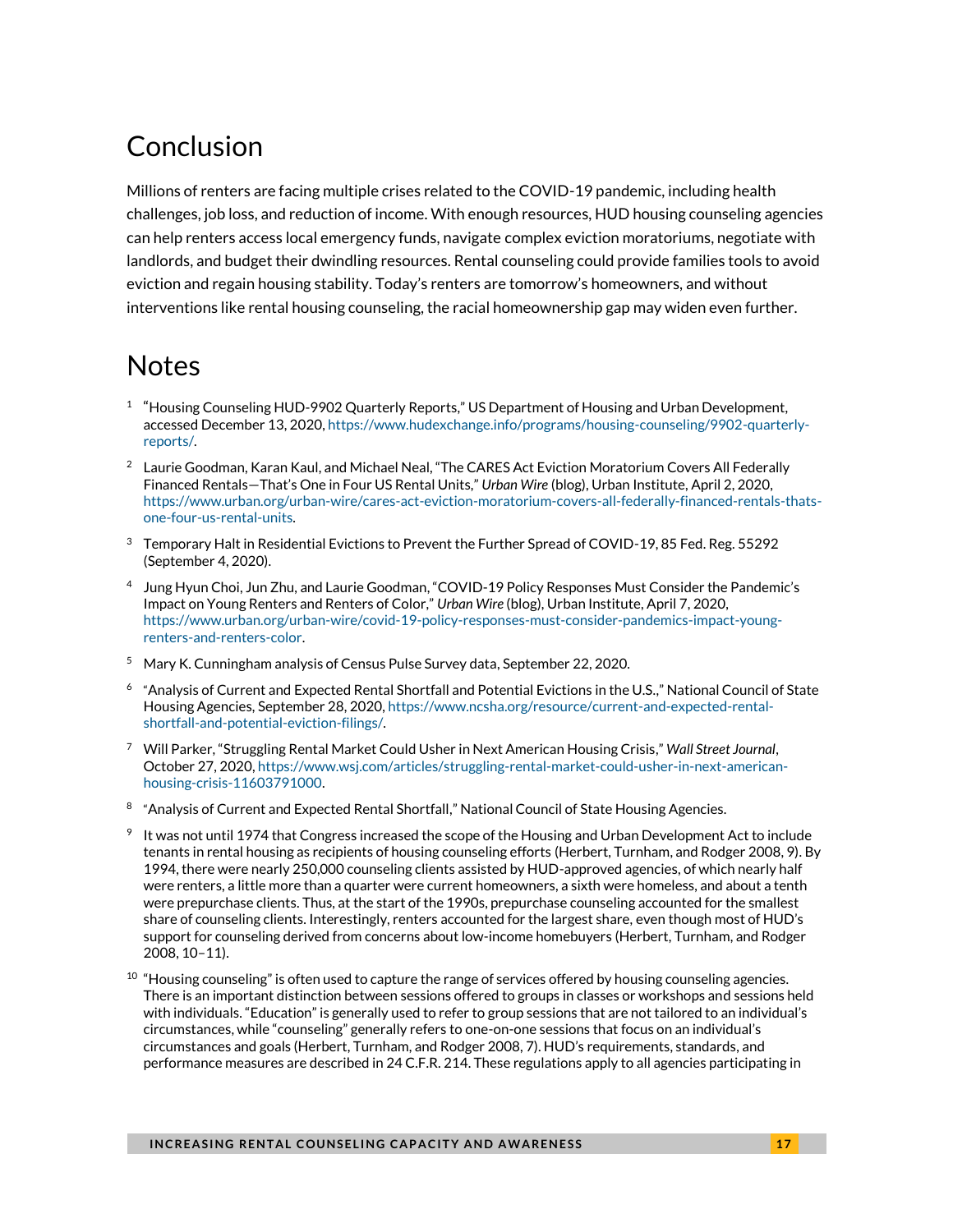## Conclusion

Millions of renters are facing multiple crises related to the COVID-19 pandemic, including health challenges, job loss, and reduction of income. With enough resources, HUD housing counseling agencies can help renters access local emergency funds, navigate complex eviction moratoriums, negotiate with landlords, and budget their dwindling resources. Rental counseling could provide families tools to avoid eviction and regain housing stability. Today's renters are tomorrow's homeowners, and without interventions like rental housing counseling, the racial homeownership gap may widen even further.

## Notes

[1] "Housing Counseling HUD-9902 Quarterly Reports," US Department of Housing and Urban Development, accessed December 13, 2020, https://www.hudexchange.info/programs/housing-counseling/9902-quarterly-reports/.

[2] Laurie Goodman, Karan Kaul, and Michael Neal, "The CARES Act Eviction Moratorium Covers All Federally Financed Rentals—That's One in Four US Rental Units," *Urban Wire* (blog), Urban Institute, April 2, 2020, https://www.urban.org/urban-wire/cares-act-eviction-moratorium-covers-all-federally-financed-rentals-thats-one-four-us-rental-units.

[3] Temporary Halt in Residential Evictions to Prevent the Further Spread of COVID-19, 85 Fed. Reg. 55292 (September 4, 2020).

[4] Jung Hyun Choi, Jun Zhu, and Laurie Goodman, "COVID-19 Policy Responses Must Consider the Pandemic's Impact on Young Renters and Renters of Color," *Urban Wire* (blog), Urban Institute, April 7, 2020, https://www.urban.org/urban-wire/covid-19-policy-responses-must-consider-pandemics-impact-young-renters-and-renters-color.

[5] Mary K. Cunningham analysis of Census Pulse Survey data, September 22, 2020.

[6] "Analysis of Current and Expected Rental Shortfall and Potential Evictions in the U.S.," National Council of State Housing Agencies, September 28, 2020, https://www.ncsha.org/resource/current-and-expected-rental-shortfall-and-potential-eviction-filings/.

[7] Will Parker, "Struggling Rental Market Could Usher in Next American Housing Crisis," *Wall Street Journal*, October 27, 2020, https://www.wsj.com/articles/struggling-rental-market-could-usher-in-next-american-housing-crisis-11603791000.

[8] "Analysis of Current and Expected Rental Shortfall," National Council of State Housing Agencies.

[9] It was not until 1974 that Congress increased the scope of the Housing and Urban Development Act to include tenants in rental housing as recipients of housing counseling efforts (Herbert, Turnham, and Rodger 2008, 9). By 1994, there were nearly 250,000 counseling clients assisted by HUD-approved agencies, of which nearly half were renters, a little more than a quarter were current homeowners, a sixth were homeless, and about a tenth were prepurchase clients. Thus, at the start of the 1990s, prepurchase counseling accounted for the smallest share of counseling clients. Interestingly, renters accounted for the largest share, even though most of HUD's support for counseling derived from concerns about low-income homebuyers (Herbert, Turnham, and Rodger 2008, 10–11).

[10] "Housing counseling" is often used to capture the range of services offered by housing counseling agencies. There is an important distinction between sessions offered to groups in classes or workshops and sessions held with individuals. "Education" is generally used to refer to group sessions that are not tailored to an individual's circumstances, while "counseling" generally refers to one-on-one sessions that focus on an individual's circumstances and goals (Herbert, Turnham, and Rodger 2008, 7). HUD's requirements, standards, and performance measures are described in 24 C.F.R. 214. These regulations apply to all agencies participating in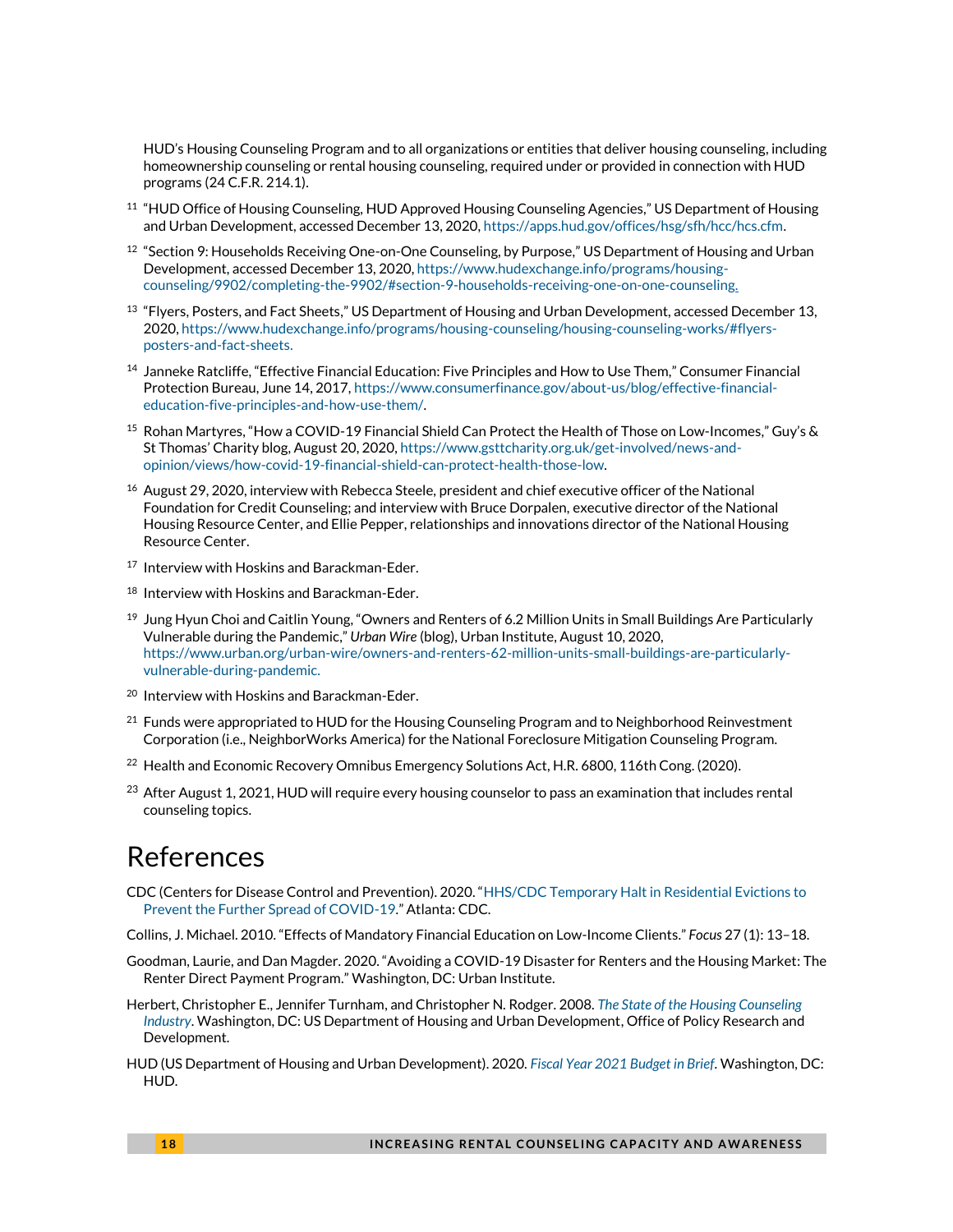HUD's Housing Counseling Program and to all organizations or entities that deliver housing counseling, including homeownership counseling or rental housing counseling, required under or provided in connection with HUD programs (24 C.F.R. 214.1).

[11] "HUD Office of Housing Counseling, HUD Approved Housing Counseling Agencies," US Department of Housing and Urban Development, accessed December 13, 2020, https://apps.hud.gov/offices/hsg/sfh/hcc/hcs.cfm.

[12] "Section 9: Households Receiving One-on-One Counseling, by Purpose," US Department of Housing and Urban Development, accessed December 13, 2020, https://www.hudexchange.info/programs/housing-counseling/9902/completing-the-9902/#section-9-households-receiving-one-on-one-counseling.

[13] "Flyers, Posters, and Fact Sheets," US Department of Housing and Urban Development, accessed December 13, 2020, https://www.hudexchange.info/programs/housing-counseling/housing-counseling-works/#flyers-posters-and-fact-sheets.

[14] Janneke Ratcliffe, "Effective Financial Education: Five Principles and How to Use Them," Consumer Financial Protection Bureau, June 14, 2017, https://www.consumerfinance.gov/about-us/blog/effective-financial-education-five-principles-and-how-use-them/.

[15] Rohan Martyres, "How a COVID-19 Financial Shield Can Protect the Health of Those on Low-Incomes," Guy's & St Thomas' Charity blog, August 20, 2020, https://www.gsttcharity.org.uk/get-involved/news-and-opinion/views/how-covid-19-financial-shield-can-protect-health-those-low.

[16] August 29, 2020, interview with Rebecca Steele, president and chief executive officer of the National Foundation for Credit Counseling; and interview with Bruce Dorpalen, executive director of the National Housing Resource Center, and Ellie Pepper, relationships and innovations director of the National Housing Resource Center.

[17] Interview with Hoskins and Barackman-Eder.

[18] Interview with Hoskins and Barackman-Eder.

[19] Jung Hyun Choi and Caitlin Young, "Owners and Renters of 6.2 Million Units in Small Buildings Are Particularly Vulnerable during the Pandemic," *Urban Wire* (blog), Urban Institute, August 10, 2020, https://www.urban.org/urban-wire/owners-and-renters-62-million-units-small-buildings-are-particularly-vulnerable-during-pandemic.

[20] Interview with Hoskins and Barackman-Eder.

[21] Funds were appropriated to HUD for the Housing Counseling Program and to Neighborhood Reinvestment Corporation (i.e., NeighborWorks America) for the National Foreclosure Mitigation Counseling Program.

[22] Health and Economic Recovery Omnibus Emergency Solutions Act, H.R. 6800, 116th Cong. (2020).

[23] After August 1, 2021, HUD will require every housing counselor to pass an examination that includes rental counseling topics.

# References

CDC (Centers for Disease Control and Prevention). 2020. "HHS/CDC Temporary Halt in Residential Evictions to Prevent the Further Spread of COVID-19." Atlanta: CDC.

Collins, J. Michael. 2010. "Effects of Mandatory Financial Education on Low-Income Clients." *Focus* 27 (1): 13–18.

Goodman, Laurie, and Dan Magder. 2020. "Avoiding a COVID-19 Disaster for Renters and the Housing Market: The Renter Direct Payment Program." Washington, DC: Urban Institute.

Herbert, Christopher E., Jennifer Turnham, and Christopher N. Rodger. 2008. *The State of the Housing Counseling Industry*. Washington, DC: US Department of Housing and Urban Development, Office of Policy Research and Development.

HUD (US Department of Housing and Urban Development). 2020. *Fiscal Year 2021 Budget in Brief*. Washington, DC: HUD.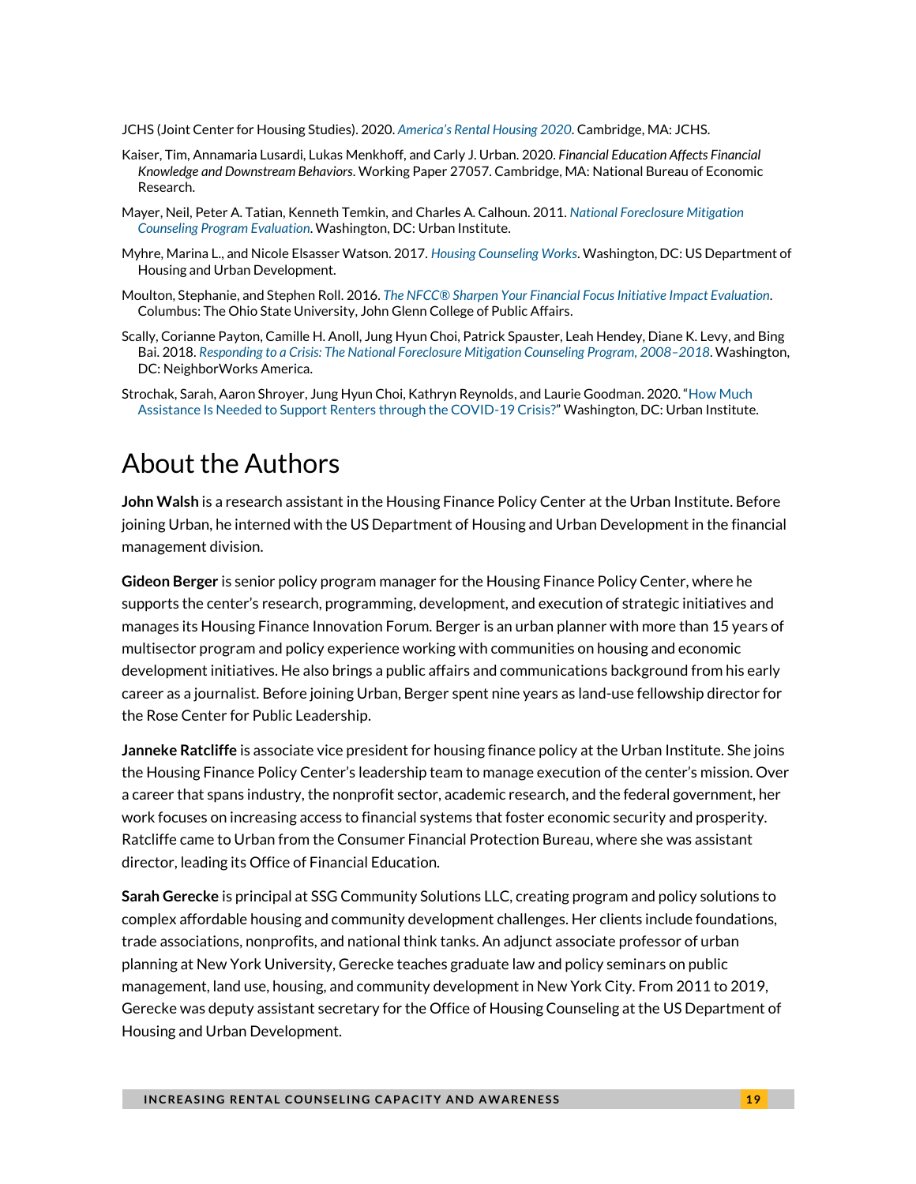JCHS (Joint Center for Housing Studies). 2020. *America's Rental Housing 2020*. Cambridge, MA: JCHS.

Kaiser, Tim, Annamaria Lusardi, Lukas Menkhoff, and Carly J. Urban. 2020. *Financial Education Affects Financial Knowledge and Downstream Behaviors*. Working Paper 27057. Cambridge, MA: National Bureau of Economic Research.

Mayer, Neil, Peter A. Tatian, Kenneth Temkin, and Charles A. Calhoun. 2011. *National Foreclosure Mitigation Counseling Program Evaluation*. Washington, DC: Urban Institute.

Myhre, Marina L., and Nicole Elsasser Watson. 2017. *Housing Counseling Works*. Washington, DC: US Department of Housing and Urban Development.

Moulton, Stephanie, and Stephen Roll. 2016. *The NFCC® Sharpen Your Financial Focus Initiative Impact Evaluation*. Columbus: The Ohio State University, John Glenn College of Public Affairs.

Scally, Corianne Payton, Camille H. Anoll, Jung Hyun Choi, Patrick Spauster, Leah Hendey, Diane K. Levy, and Bing Bai. 2018. *Responding to a Crisis: The National Foreclosure Mitigation Counseling Program, 2008–2018*. Washington, DC: NeighborWorks America.

Strochak, Sarah, Aaron Shroyer, Jung Hyun Choi, Kathryn Reynolds, and Laurie Goodman. 2020. "How Much Assistance Is Needed to Support Renters through the COVID-19 Crisis?" Washington, DC: Urban Institute.

# About the Authors

**John Walsh** is a research assistant in the Housing Finance Policy Center at the Urban Institute. Before joining Urban, he interned with the US Department of Housing and Urban Development in the financial management division.

**Gideon Berger** is senior policy program manager for the Housing Finance Policy Center, where he supports the center's research, programming, development, and execution of strategic initiatives and manages its Housing Finance Innovation Forum. Berger is an urban planner with more than 15 years of multisector program and policy experience working with communities on housing and economic development initiatives. He also brings a public affairs and communications background from his early career as a journalist. Before joining Urban, Berger spent nine years as land-use fellowship director for the Rose Center for Public Leadership.

**Janneke Ratcliffe** is associate vice president for housing finance policy at the Urban Institute. She joins the Housing Finance Policy Center's leadership team to manage execution of the center's mission. Over a career that spans industry, the nonprofit sector, academic research, and the federal government, her work focuses on increasing access to financial systems that foster economic security and prosperity. Ratcliffe came to Urban from the Consumer Financial Protection Bureau, where she was assistant director, leading its Office of Financial Education.

**Sarah Gerecke** is principal at SSG Community Solutions LLC, creating program and policy solutions to complex affordable housing and community development challenges. Her clients include foundations, trade associations, nonprofits, and national think tanks. An adjunct associate professor of urban planning at New York University, Gerecke teaches graduate law and policy seminars on public management, land use, housing, and community development in New York City. From 2011 to 2019, Gerecke was deputy assistant secretary for the Office of Housing Counseling at the US Department of Housing and Urban Development.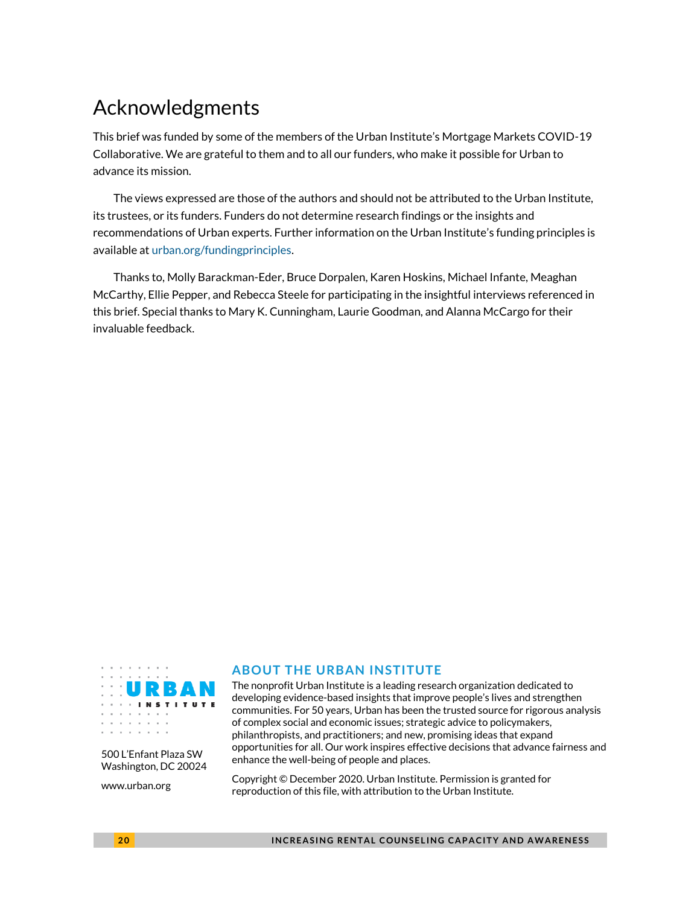# Acknowledgments

This brief was funded by some of the members of the Urban Institute's Mortgage Markets COVID-19 Collaborative. We are grateful to them and to all our funders, who make it possible for Urban to advance its mission.

The views expressed are those of the authors and should not be attributed to the Urban Institute, its trustees, or its funders. Funders do not determine research findings or the insights and recommendations of Urban experts. Further information on the Urban Institute's funding principles is available at urban.org/fundingprinciples.

Thanks to, Molly Barackman-Eder, Bruce Dorpalen, Karen Hoskins, Michael Infante, Meaghan McCarthy, Ellie Pepper, and Rebecca Steele for participating in the insightful interviews referenced in this brief. Special thanks to Mary K. Cunningham, Laurie Goodman, and Alanna McCargo for their invaluable feedback.

URBAN INSTITUTE

500 L'Enfant Plaza SW
Washington, DC 20024

www.urban.org

## ABOUT THE URBAN INSTITUTE

The nonprofit Urban Institute is a leading research organization dedicated to developing evidence-based insights that improve people's lives and strengthen communities. For 50 years, Urban has been the trusted source for rigorous analysis of complex social and economic issues; strategic advice to policymakers, philanthropists, and practitioners; and new, promising ideas that expand opportunities for all. Our work inspires effective decisions that advance fairness and enhance the well-being of people and places.

Copyright © December 2020. Urban Institute. Permission is granted for reproduction of this file, with attribution to the Urban Institute.